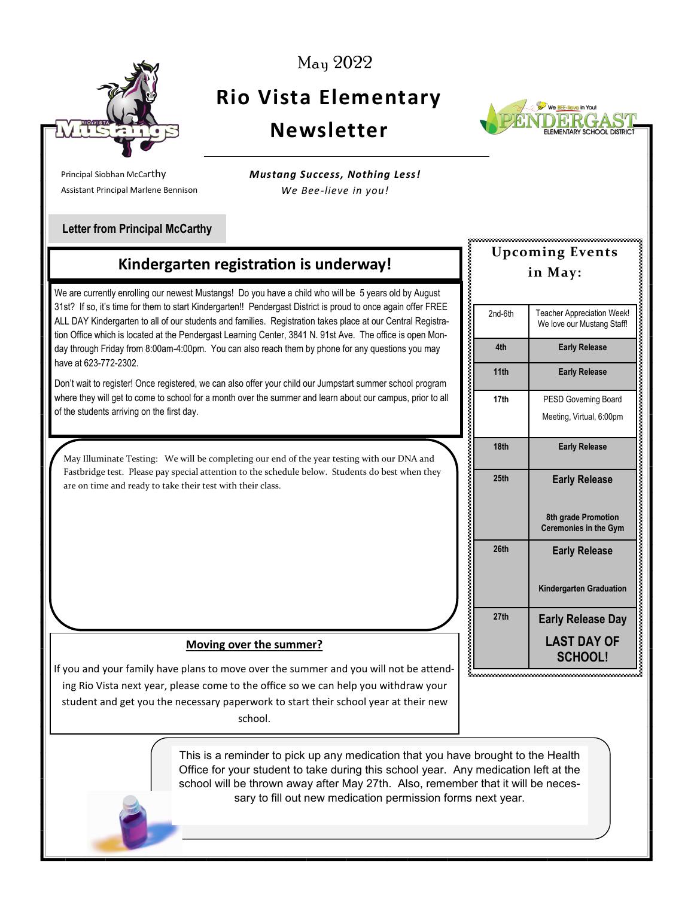May 2022

# Rio Vista Elementary Newsletter

Principal Siobhan McCarthy
Assistant Principal Marlene Bennison

***Mustang Success, Nothing Less!***
*We Bee-lieve in you!*

**Letter from Principal McCarthy**

## Kindergarten registration is underway!

We are currently enrolling our newest Mustangs! Do you have a child who will be 5 years old by August 31st? If so, it's time for them to start Kindergarten!! Pendergast District is proud to once again offer FREE ALL DAY Kindergarten to all of our students and families. Registration takes place at our Central Registration Office which is located at the Pendergast Learning Center, 3841 N. 91st Ave. The office is open Monday through Friday from 8:00am-4:00pm. You can also reach them by phone for any questions you may have at 623-772-2302.

Don't wait to register! Once registered, we can also offer your child our Jumpstart summer school program where they will get to come to school for a month over the summer and learn about our campus, prior to all of the students arriving on the first day.

May Illuminate Testing: We will be completing our end of the year testing with our DNA and Fastbridge test. Please pay special attention to the schedule below. Students do best when they are on time and ready to take their test with their class.

**<u>Moving over the summer?</u>**

If you and your family have plans to move over the summer and you will not be attending Rio Vista next year, please come to the office so we can help you withdraw your student and get you the necessary paperwork to start their school year at their new school.

## Upcoming Events in May:

| Date | Event |
|---|---|
| 2nd-6th | Teacher Appreciation Week! We love our Mustang Staff! |
| **4th** | **Early Release** |
| **11th** | **Early Release** |
| **17th** | PESD Governing Board Meeting, Virtual, 6:00pm |
| **18th** | **Early Release** |
| **25th** | **Early Release**<br>**8th grade Promotion Ceremonies in the Gym** |
| **26th** | **Early Release**<br>**Kindergarten Graduation** |
| **27th** | **Early Release Day**<br>**LAST DAY OF SCHOOL!** |

This is a reminder to pick up any medication that you have brought to the Health Office for your student to take during this school year. Any medication left at the school will be thrown away after May 27th. Also, remember that it will be necessary to fill out new medication permission forms next year.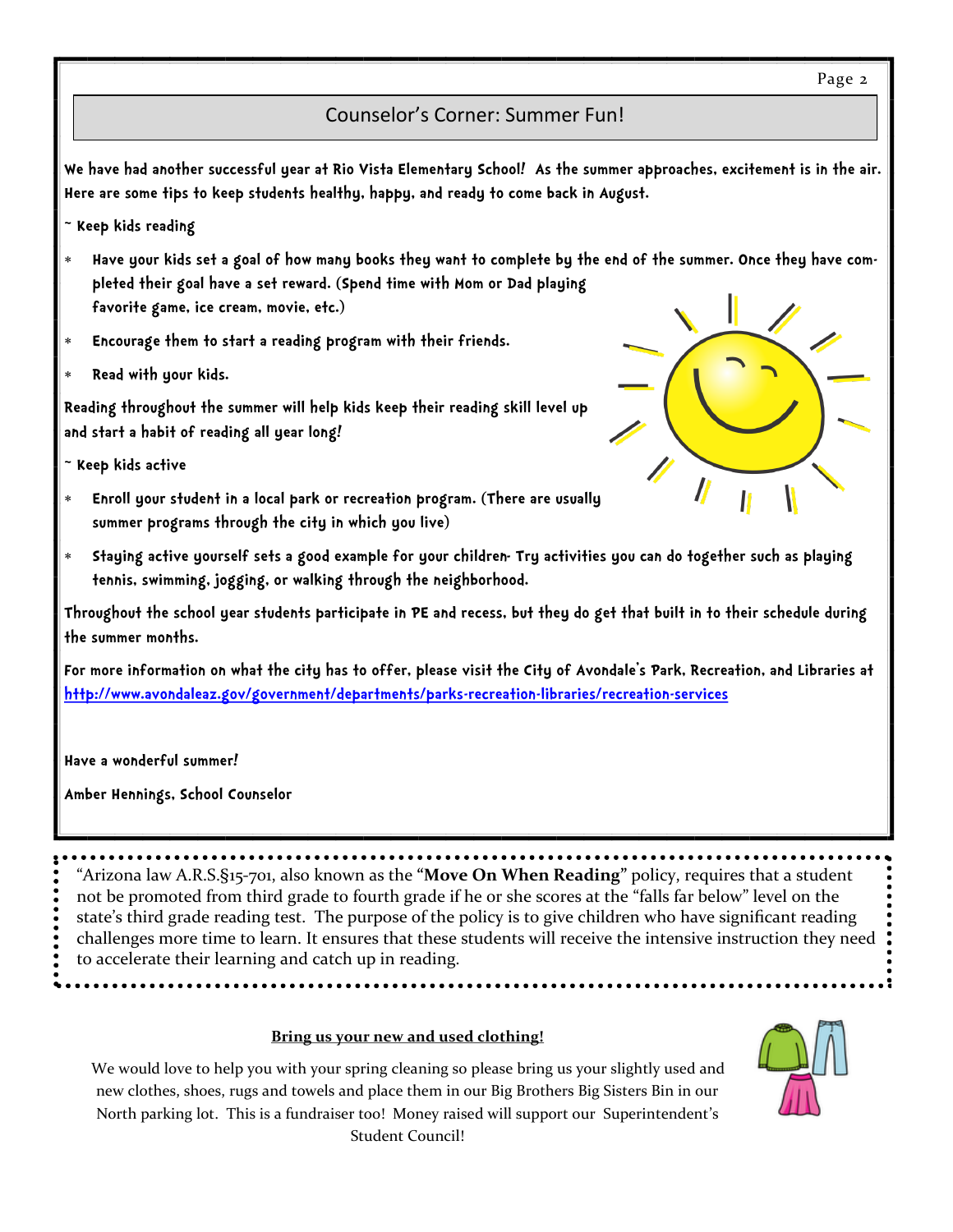## Counselor's Corner: Summer Fun!

We have had another successful year at Rio Vista Elementary School! As the summer approaches, excitement is in the air. Here are some tips to keep students healthy, happy, and ready to come back in August.

~ Keep kids reading

- Have your kids set a goal of how many books they want to complete by the end of the summer. Once they have completed their goal have a set reward. (Spend time with Mom or Dad playing favorite game, ice cream, movie, etc.)
- Encourage them to start a reading program with their friends.
- Read with your kids.

Reading throughout the summer will help kids keep their reading skill level up and start a habit of reading all year long!

~ Keep kids active

- Enroll your student in a local park or recreation program. (There are usually summer programs through the city in which you live)
- Staying active yourself sets a good example for your children- Try activities you can do together such as playing tennis, swimming, jogging, or walking through the neighborhood.

Throughout the school year students participate in PE and recess, but they do get that built in to their schedule during the summer months.

For more information on what the city has to offer, please visit the City of Avondale's Park, Recreation, and Libraries at http://www.avondaleaz.gov/government/departments/parks-recreation-libraries/recreation-services

Have a wonderful summer!

Amber Hennings, School Counselor

---

"Arizona law A.R.S.§15-701, also known as the "**Move On When Reading**" policy, requires that a student not be promoted from third grade to fourth grade if he or she scores at the "falls far below" level on the state's third grade reading test. The purpose of the policy is to give children who have significant reading challenges more time to learn. It ensures that these students will receive the intensive instruction they need to accelerate their learning and catch up in reading.

---

**Bring us your new and used clothing!**

We would love to help you with your spring cleaning so please bring us your slightly used and new clothes, shoes, rugs and towels and place them in our Big Brothers Big Sisters Bin in our North parking lot. This is a fundraiser too! Money raised will support our Superintendent's Student Council!